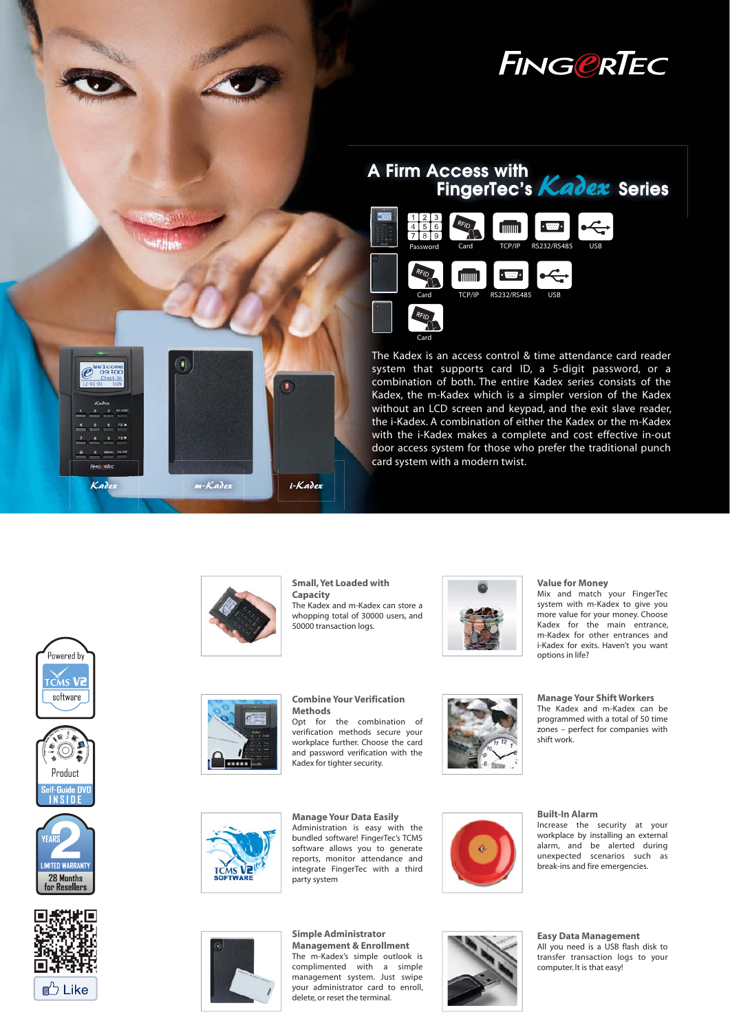# FingerTec

## A Firm Access with FingerTec's Kadex Series

Password | Card | TCP/IP | RS232/RS485 | USB

Card | TCP/IP | RS232/RS485 | USB

Card

The Kadex is an access control & time attendance card reader system that supports card ID, a 5-digit password, or a combination of both. The entire Kadex series consists of the Kadex, the m-Kadex which is a simpler version of the Kadex without an LCD screen and keypad, and the exit slave reader, the i-Kadex. A combination of either the Kadex or the m-Kadex with the i-Kadex makes a complete and cost effective in-out door access system for those who prefer the traditional punch card system with a modern twist.

Kadex | m-Kadex | i-Kadex

### Small, Yet Loaded with Capacity

The Kadex and m-Kadex can store a whopping total of 30000 users, and 50000 transaction logs.

### Value for Money

Mix and match your FingerTec system with m-Kadex to give you more value for your money. Choose Kadex for the main entrance, m-Kadex for other entrances and i-Kadex for exits. Haven't you want options in life?

### Combine Your Verification Methods

Opt for the combination of verification methods secure your workplace further. Choose the card and password verification with the Kadex for tighter security.

### Manage Your Shift Workers

The Kadex and m-Kadex can be programmed with a total of 50 time zones – perfect for companies with shift work.

### Manage Your Data Easily

Administration is easy with the bundled software! FingerTec's TCMS software allows you to generate reports, monitor attendance and integrate FingerTec with a third party system

### Built-In Alarm

Increase the security at your workplace by installing an external alarm, and be alerted during unexpected scenarios such as break-ins and fire emergencies.

### Simple Administrator Management & Enrollment

The m-Kadex's simple outlook is complimented with a simple management system. Just swipe your administrator card to enroll, delete, or reset the terminal.

### Easy Data Management

All you need is a USB flash disk to transfer transaction logs to your computer. It is that easy!

Powered by TCMS V2 software

Product Self-Guide DVD INSIDE

2 YEARS LIMITED WARRANTY 28 Months for Resellers

Like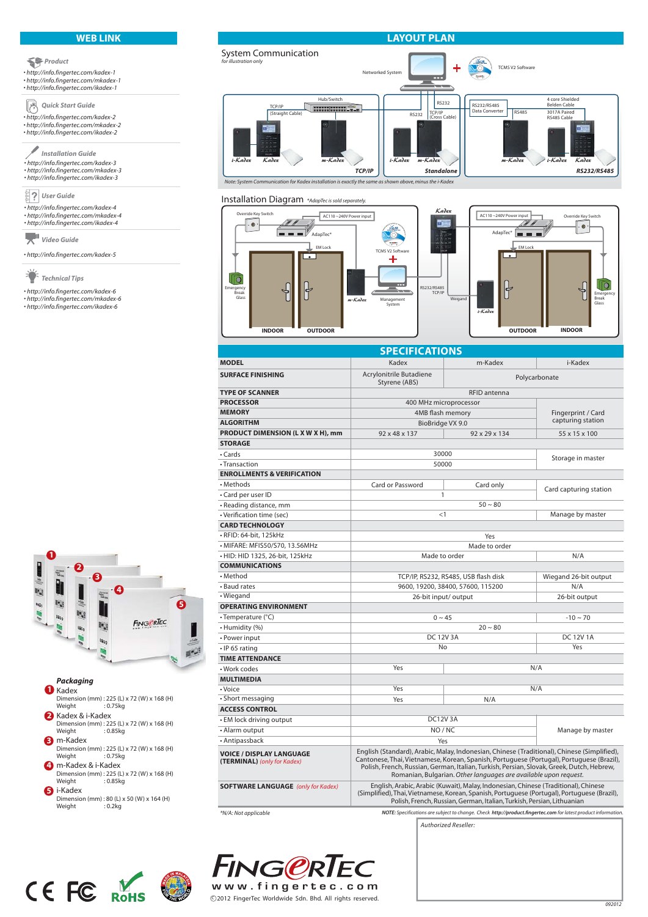## WEB LINK

**Product**
- http://info.fingertec.com/kadex-1
- http://info.fingertec.com/mkadex-1
- http://info.fingertec.com/ikadex-1

**Quick Start Guide**
- http://info.fingertec.com/kadex-2
- http://info.fingertec.com/mkadex-2
- http://info.fingertec.com/ikadex-2

**Installation Guide**
- http://info.fingertec.com/kadex-3
- http://info.fingertec.com/mkadex-3
- http://info.fingertec.com/ikadex-3

**User Guide**
- http://info.fingertec.com/kadex-4
- http://info.fingertec.com/mkadex-4
- http://info.fingertec.com/ikadex-4

**Video Guide**
- http://info.fingertec.com/kadex-5

**Technical Tips**
- http://info.fingertec.com/kadex-6
- http://info.fingertec.com/mkadex-6
- http://info.fingertec.com/ikadex-6

## LAYOUT PLAN

### System Communication
*for illustration only*

Networked System
TCMS V2 Software
Hub/Switch
TCP/IP (Straight Cable)
i-Kadex Kadex m-Kadex
TCP/IP
RS232
TCP/IP (Cross Cable)
i-Kadex m-Kadex
Standalone
RS232/RS485 Data Converter
RS485
4 core Shielded Belden Cable
3017A Paired RS485 Cable
m-Kadex i-Kadex Kadex
RS232/RS485

*Note: System Communication for Kadex installation is exactly the same as shown above, minus the i-Kadex*

### Installation Diagram
*\*AdapTec is sold separately.*

Override Key Switch
AC110 ~ 240V Power input
AdapTec*
EM Lock
Emergency Break Glass
INDOOR
OUTDOOR
Kadex
TCMS V2 Software
m-Kadex
Management System
RS232/RS485 TCP/IP
Wiegand
i-Kadex
AC110 ~ 240V Power input
AdapTec*
EM Lock
Override Key Switch
Emergency Break Glass
OUTDOOR
INDOOR

## SPECIFICATIONS

| MODEL | Kadex | m-Kadex | i-Kadex |
|---|---|---|---|
| **SURFACE FINISHING** | Acrylonitrile Butadiene Styrene (ABS) | Polycarbonate | |
| **TYPE OF SCANNER** | RFID antenna | | |
| **PROCESSOR** | 400 MHz microprocessor | | Fingerprint / Card capturing station |
| **MEMORY** | 4MB flash memory | | |
| **ALGORITHM** | BioBridge VX 9.0 | | |
| **PRODUCT DIMENSION (L X W X H), mm** | 92 x 48 x 137 | 92 x 29 x 134 | 55 x 15 x 100 |
| **STORAGE** | | | |
| • Cards | 30000 | | Storage in master |
| • Transaction | 50000 | | |
| **ENROLLMENTS & VERIFICATION** | | | |
| • Methods | Card or Password | Card only | Card capturing station |
| • Card per user ID | 1 | | |
| • Reading distance, mm | 50 ~ 80 | | |
| • Verification time (sec) | <1 | | Manage by master |
| **CARD TECHNOLOGY** | | | |
| • RFID: 64-bit, 125kHz | Yes | | |
| • MIFARE: MFIS50/S70, 13.56MHz | Made to order | | |
| • HID: HID 1325, 26-bit, 125kHz | Made to order | | N/A |
| **COMMUNICATIONS** | | | |
| • Method | TCP/IP, RS232, RS485, USB flash disk | | Wiegand 26-bit output |
| • Baud rates | 9600, 19200, 38400, 57600, 115200 | | N/A |
| • Wiegand | 26-bit input/ output | | 26-bit output |
| **OPERATING ENVIRONMENT** | | | |
| • Temperature (°C) | 0 ~ 45 | | -10 ~ 70 |
| • Humidity (%) | 20 ~ 80 | | |
| • Power input | DC 12V 3A | | DC 12V 1A |
| • IP 65 rating | No | | Yes |
| **TIME ATTENDANCE** | | | |
| • Work codes | Yes | N/A | |
| **MULTIMEDIA** | | | |
| • Voice | Yes | N/A | |
| • Short messaging | Yes | N/A | |
| **ACCESS CONTROL** | | | |
| • EM lock driving output | DC12V 3A | | Manage by master |
| • Alarm output | NO / NC | | |
| • Antipassback | Yes | | |
| **VOICE / DISPLAY LANGUAGE (TERMINAL)** *(only for Kadex)* | English (Standard), Arabic, Malay, Indonesian, Chinese (Traditional), Chinese (Simplified), Cantonese, Thai, Vietnamese, Korean, Spanish, Portuguese (Portugal), Portuguese (Brazil), Polish, French, Russian, German, Italian, Turkish, Persian, Slovak, Greek, Dutch, Hebrew, Romanian, Bulgarian. *Other languages are available upon request.* | | |
| **SOFTWARE LANGUAGE** *(only for Kadex)* | English, Arabic, Arabic (Kuwait), Malay, Indonesian, Chinese (Traditional), Chinese (Simplified), Thai, Vietnamese, Korean, Spanish, Portuguese (Portugal), Portuguese (Brazil), Polish, French, Russian, German, Italian, Turkish, Persian, Lithuanian | | |

*\*N/A: Not applicable*

*NOTE: Specifications are subject to change. Check* ***http://product.fingertec.com*** *for latest product information.*

### Packaging

1. **Kadex**
   Dimension (mm) : 225 (L) x 72 (W) x 168 (H)
   Weight : 0.75kg
2. **Kadex & i-Kadex**
   Dimension (mm) : 225 (L) x 72 (W) x 168 (H)
   Weight : 0.85kg
3. **m-Kadex**
   Dimension (mm) : 225 (L) x 72 (W) x 168 (H)
   Weight : 0.75kg
4. **m-Kadex & i-Kadex**
   Dimension (mm) : 225 (L) x 72 (W) x 168 (H)
   Weight : 0.85kg
5. **i-Kadex**
   Dimension (mm) : 80 (L) x 50 (W) x 164 (H)
   Weight : 0.2kg

CE FC RoHS

FINGERTEC
www.fingertec.com
©2012 FingerTec Worldwide Sdn. Bhd. All rights reserved.

*Authorized Reseller:*

092012